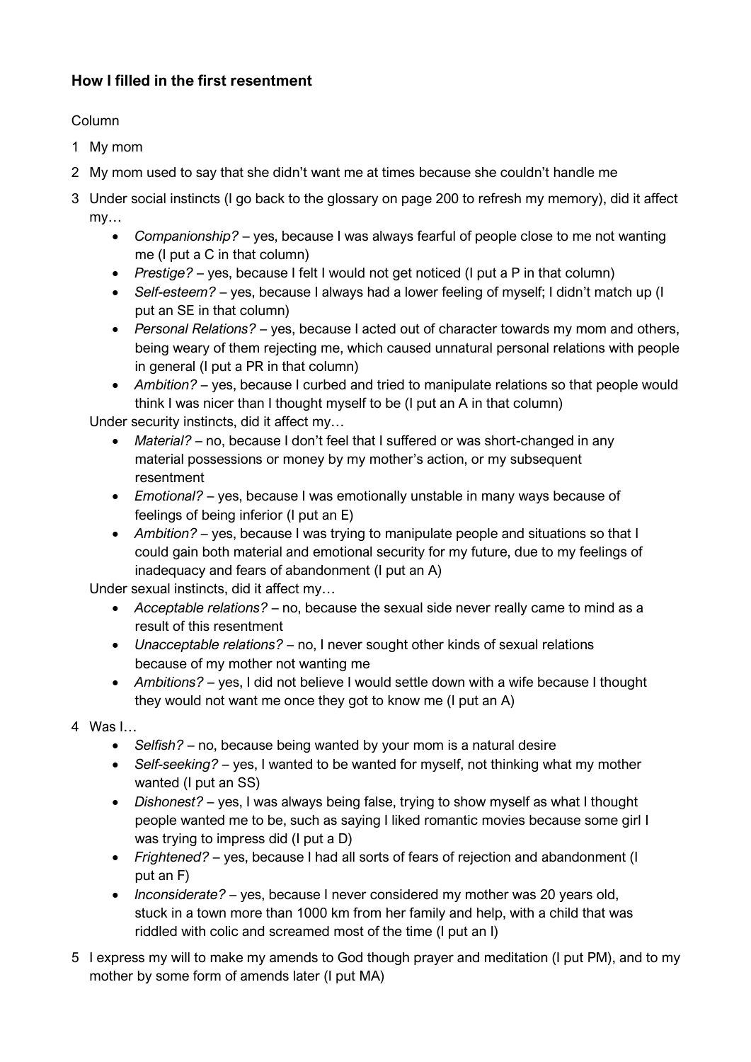## How I filled in the first resentment

Column

1 My mom

2 My mom used to say that she didn't want me at times because she couldn't handle me

3 Under social instincts (I go back to the glossary on page 200 to refresh my memory), did it affect my…

- *Companionship?* – yes, because I was always fearful of people close to me not wanting me (I put a C in that column)
- *Prestige?* – yes, because I felt I would not get noticed (I put a P in that column)
- *Self-esteem?* – yes, because I always had a lower feeling of myself; I didn't match up (I put an SE in that column)
- *Personal Relations?* – yes, because I acted out of character towards my mom and others, being weary of them rejecting me, which caused unnatural personal relations with people in general (I put a PR in that column)
- *Ambition?* – yes, because I curbed and tried to manipulate relations so that people would think I was nicer than I thought myself to be (I put an A in that column)

Under security instincts, did it affect my…

- *Material?* – no, because I don't feel that I suffered or was short-changed in any material possessions or money by my mother's action, or my subsequent resentment
- *Emotional?* – yes, because I was emotionally unstable in many ways because of feelings of being inferior (I put an E)
- *Ambition?* – yes, because I was trying to manipulate people and situations so that I could gain both material and emotional security for my future, due to my feelings of inadequacy and fears of abandonment (I put an A)

Under sexual instincts, did it affect my…

- *Acceptable relations?* – no, because the sexual side never really came to mind as a result of this resentment
- *Unacceptable relations?* – no, I never sought other kinds of sexual relations because of my mother not wanting me
- *Ambitions?* – yes, I did not believe I would settle down with a wife because I thought they would not want me once they got to know me (I put an A)

4 Was I…

- *Selfish?* – no, because being wanted by your mom is a natural desire
- *Self-seeking?* – yes, I wanted to be wanted for myself, not thinking what my mother wanted (I put an SS)
- *Dishonest?* – yes, I was always being false, trying to show myself as what I thought people wanted me to be, such as saying I liked romantic movies because some girl I was trying to impress did (I put a D)
- *Frightened?* – yes, because I had all sorts of fears of rejection and abandonment (I put an F)
- *Inconsiderate?* – yes, because I never considered my mother was 20 years old, stuck in a town more than 1000 km from her family and help, with a child that was riddled with colic and screamed most of the time (I put an I)

5 I express my will to make my amends to God though prayer and meditation (I put PM), and to my mother by some form of amends later (I put MA)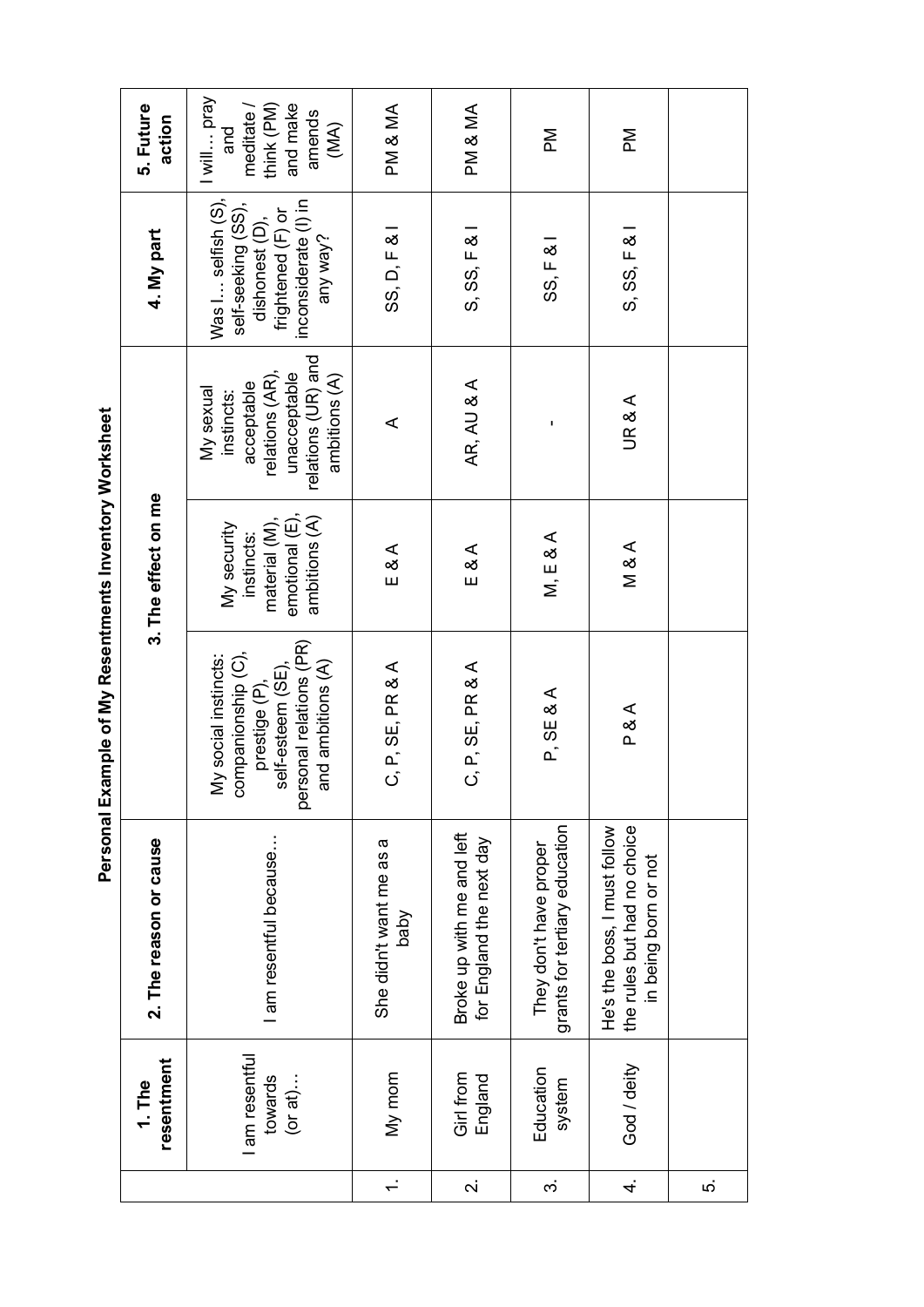# Personal Example of My Resentments Inventory Worksheet

| | 1. The resentment | 2. The reason or cause | 3. The effect on me | | | 4. My part | 5. Future action |
|---|---|---|---|---|---|---|---|
| | I am resentful towards (or at)… | I am resentful because… | My social instincts: companionship (C), prestige (P), self-esteem (SE), personal relations (PR) and ambitions (A) | My security instincts: material (M), emotional (E), ambitions (A) | My sexual instincts: acceptable relations (AR), unacceptable relations (UR) and ambitions (A) | Was I… selfish (S), self-seeking (SS), dishonest (D), frightened (F) or inconsiderate (I) in any way? | I will… pray and meditate / think (PM) and make amends (MA) |
| 1. | My mom | She didn't want me as a baby | C, P, SE, PR & A | E & A | A | SS, D, F & I | PM & MA |
| 2. | Girl from England | Broke up with me and left for England the next day | C, P, SE, PR & A | E & A | AR, AU & A | S, SS, F & I | PM & MA |
| 3. | Education system | They don't have proper grants for tertiary education | P, SE & A | M, E & A | - | SS, F & I | PM |
| 4. | God / deity | He's the boss, I must follow the rules but had no choice in being born or not | P & A | M & A | UR & A | S, SS, F & I | PM |
| 5. | | | | | | | |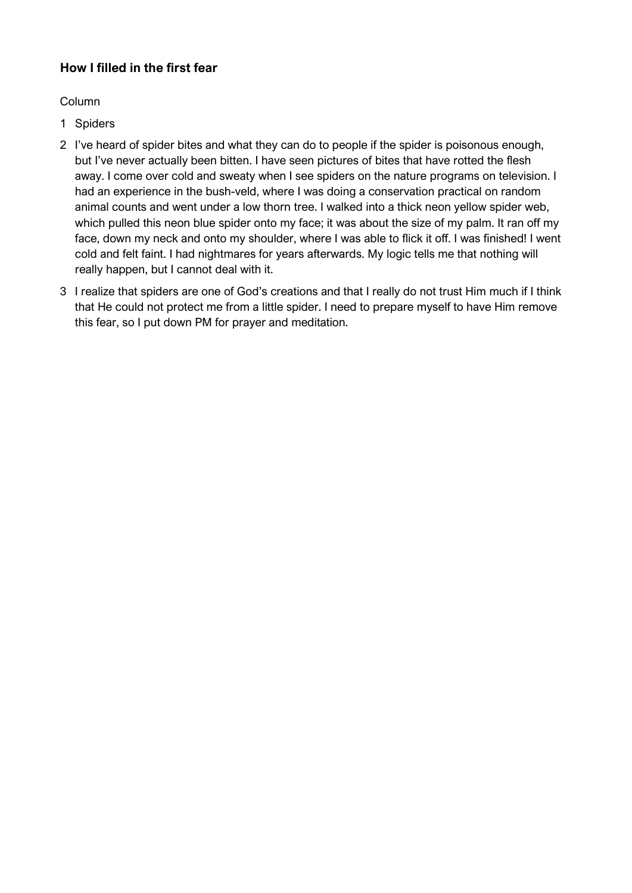### How I filled in the first fear

Column

1. Spiders
2. I've heard of spider bites and what they can do to people if the spider is poisonous enough, but I've never actually been bitten. I have seen pictures of bites that have rotted the flesh away. I come over cold and sweaty when I see spiders on the nature programs on television. I had an experience in the bush-veld, where I was doing a conservation practical on random animal counts and went under a low thorn tree. I walked into a thick neon yellow spider web, which pulled this neon blue spider onto my face; it was about the size of my palm. It ran off my face, down my neck and onto my shoulder, where I was able to flick it off. I was finished! I went cold and felt faint. I had nightmares for years afterwards. My logic tells me that nothing will really happen, but I cannot deal with it.
3. I realize that spiders are one of God's creations and that I really do not trust Him much if I think that He could not protect me from a little spider. I need to prepare myself to have Him remove this fear, so I put down PM for prayer and meditation.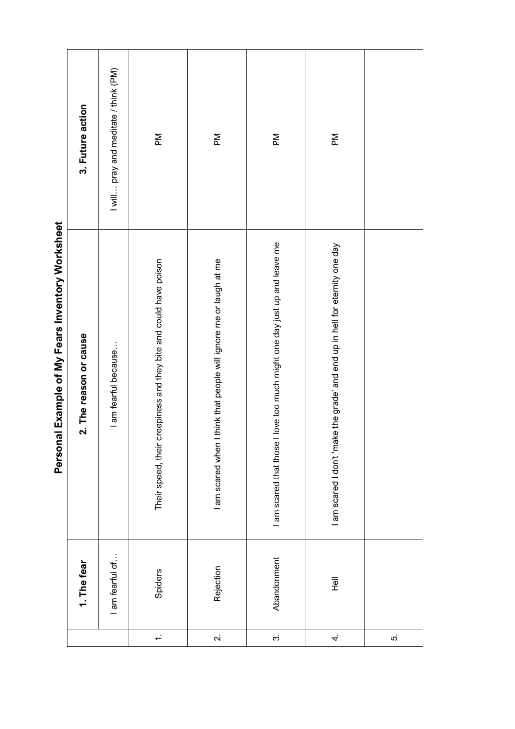# Personal Example of My Fears Inventory Worksheet

| | 1. The fear | 2. The reason or cause | 3. Future action |
|---|---|---|---|
| | I am fearful of… | I am fearful because… | I will… pray and meditate / think (PM) |
| 1. | Spiders | Their speed, their creepiness and they bite and could have poison | PM |
| 2. | Rejection | I am scared when I think that people will ignore me or laugh at me | PM |
| 3. | Abandonment | I am scared that those I love too much might one day just up and leave me | PM |
| 4. | Hell | I am scared I don't 'make the grade' and end up in hell for eternity one day | PM |
| 5. | | | |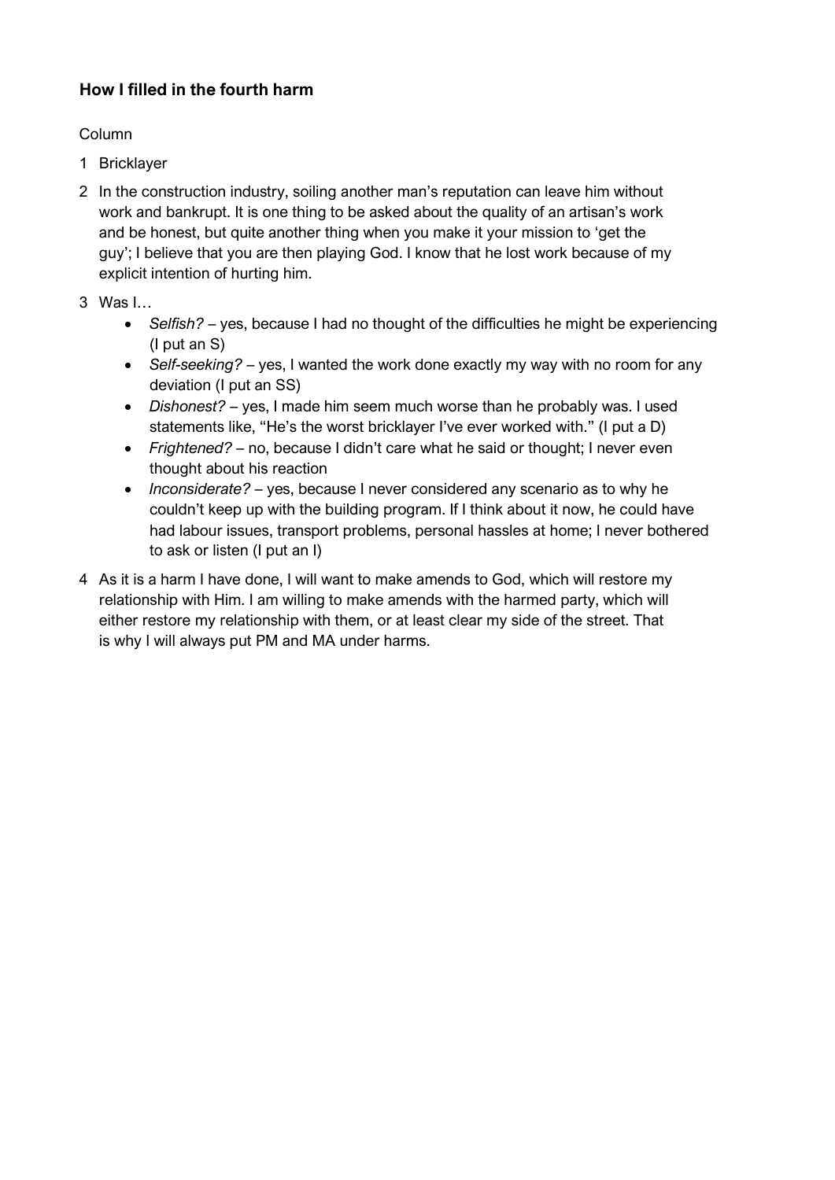### How I filled in the fourth harm

Column

1. Bricklayer
2. In the construction industry, soiling another man's reputation can leave him without work and bankrupt. It is one thing to be asked about the quality of an artisan's work and be honest, but quite another thing when you make it your mission to 'get the guy'; I believe that you are then playing God. I know that he lost work because of my explicit intention of hurting him.
3. Was I…
   - *Selfish?* – yes, because I had no thought of the difficulties he might be experiencing (I put an S)
   - *Self-seeking?* – yes, I wanted the work done exactly my way with no room for any deviation (I put an SS)
   - *Dishonest?* – yes, I made him seem much worse than he probably was. I used statements like, "He's the worst bricklayer I've ever worked with." (I put a D)
   - *Frightened?* – no, because I didn't care what he said or thought; I never even thought about his reaction
   - *Inconsiderate?* – yes, because I never considered any scenario as to why he couldn't keep up with the building program. If I think about it now, he could have had labour issues, transport problems, personal hassles at home; I never bothered to ask or listen (I put an I)
4. As it is a harm I have done, I will want to make amends to God, which will restore my relationship with Him. I am willing to make amends with the harmed party, which will either restore my relationship with them, or at least clear my side of the street. That is why I will always put PM and MA under harms.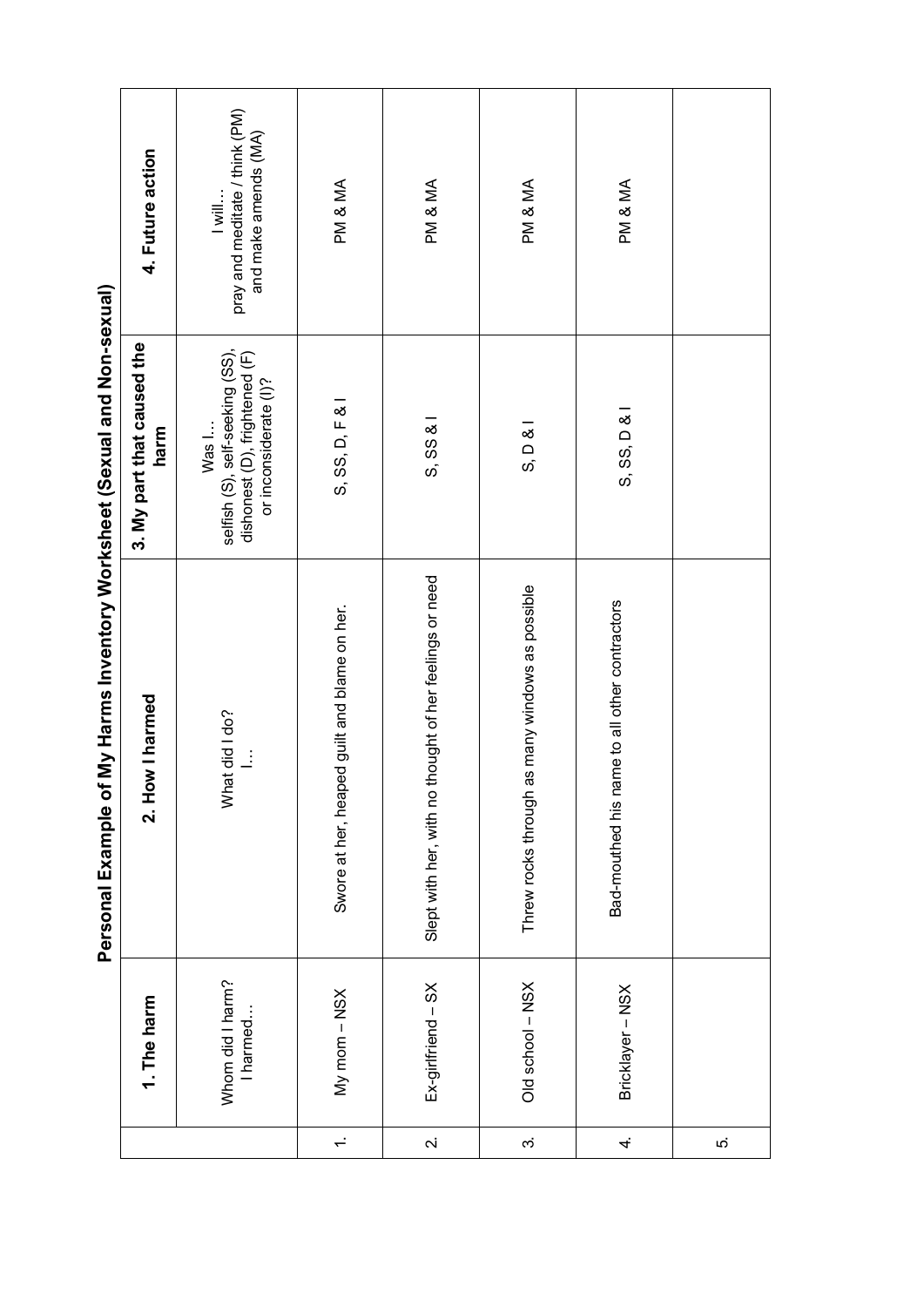# Personal Example of My Harms Inventory Worksheet (Sexual and Non-sexual)

| | 1. The harm | 2. How I harmed | 3. My part that caused the harm | 4. Future action |
|---|---|---|---|---|
| | Whom did I harm? I harmed… | What did I do? I… | Was I… selfish (S), self-seeking (SS), dishonest (D), frightened (F) or inconsiderate (I)? | I will… pray and meditate / think (PM) and make amends (MA) |
| 1. | My mom – NSX | Swore at her, heaped guilt and blame on her. | S, SS, D, F & I | PM & MA |
| 2. | Ex-girlfriend – SX | Slept with her, with no thought of her feelings or need | S, SS & I | PM & MA |
| 3. | Old school – NSX | Threw rocks through as many windows as possible | S, D & I | PM & MA |
| 4. | Bricklayer – NSX | Bad-mouthed his name to all other contractors | S, SS, D & I | PM & MA |
| 5. | | | | |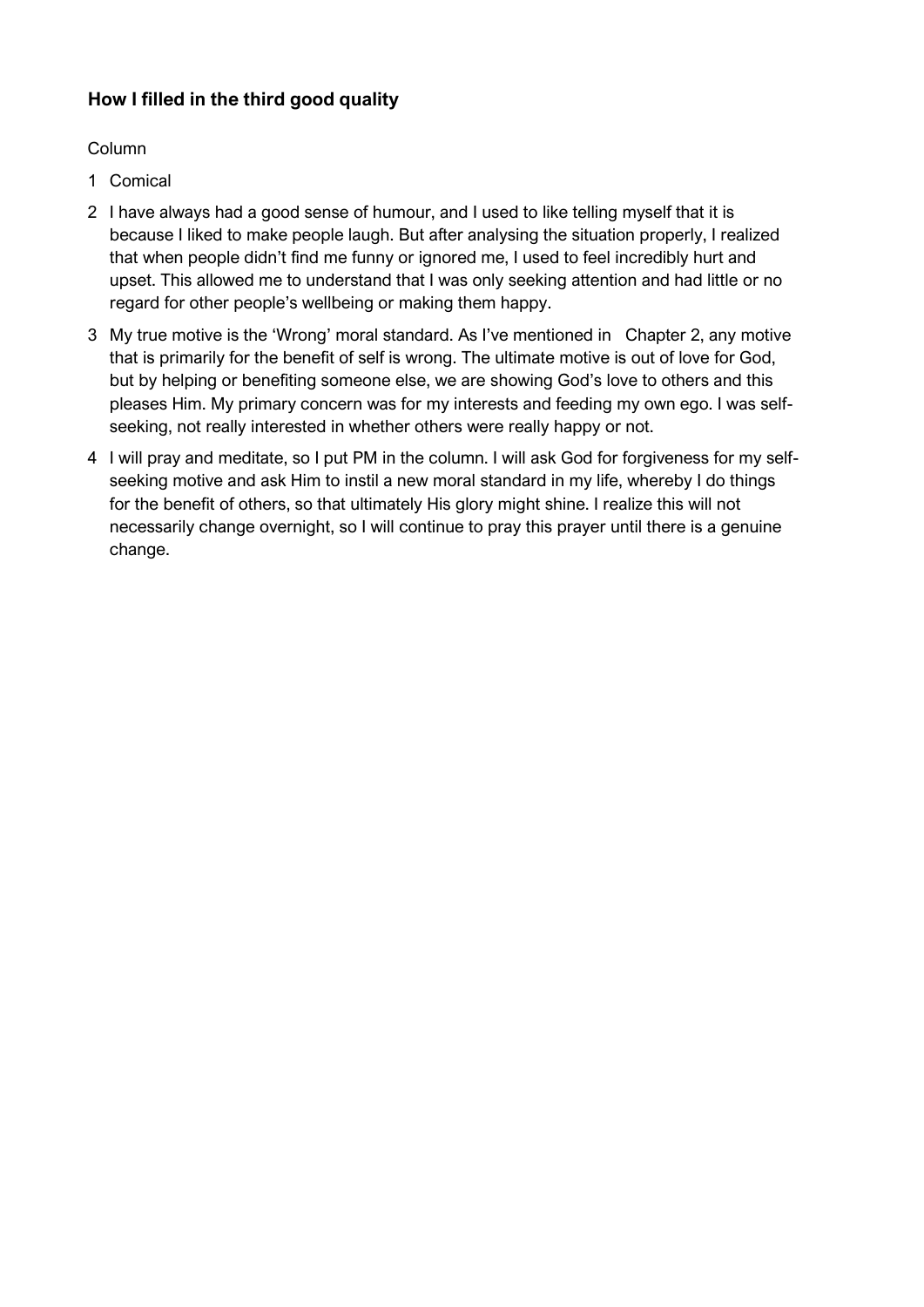### How I filled in the third good quality

Column

1 Comical

2 I have always had a good sense of humour, and I used to like telling myself that it is because I liked to make people laugh. But after analysing the situation properly, I realized that when people didn't find me funny or ignored me, I used to feel incredibly hurt and upset. This allowed me to understand that I was only seeking attention and had little or no regard for other people's wellbeing or making them happy.

3 My true motive is the 'Wrong' moral standard. As I've mentioned in Chapter 2, any motive that is primarily for the benefit of self is wrong. The ultimate motive is out of love for God, but by helping or benefiting someone else, we are showing God's love to others and this pleases Him. My primary concern was for my interests and feeding my own ego. I was self-seeking, not really interested in whether others were really happy or not.

4 I will pray and meditate, so I put PM in the column. I will ask God for forgiveness for my self-seeking motive and ask Him to instil a new moral standard in my life, whereby I do things for the benefit of others, so that ultimately His glory might shine. I realize this will not necessarily change overnight, so I will continue to pray this prayer until there is a genuine change.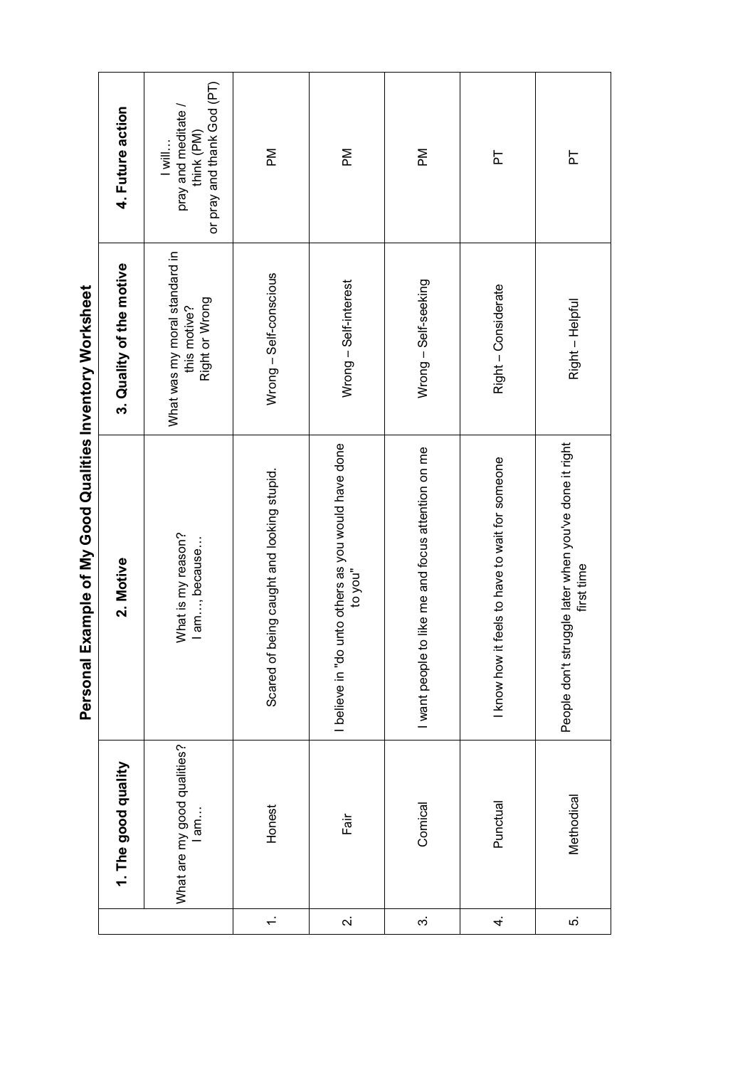# Personal Example of My Good Qualities Inventory Worksheet

| | 1. The good quality | 2. Motive | 3. Quality of the motive | 4. Future action |
|---|---|---|---|---|
| | What are my good qualities? I am… | What is my reason? I am…, because… | What was my moral standard in this motive? Right or Wrong | I will… pray and meditate / think (PM) or pray and thank God (PT) |
| 1. | Honest | Scared of being caught and looking stupid. | Wrong – Self-conscious | PM |
| 2. | Fair | I believe in "do unto others as you would have done to you" | Wrong – Self-interest | PM |
| 3. | Comical | I want people to like me and focus attention on me | Wrong – Self-seeking | PM |
| 4. | Punctual | I know how it feels to have to wait for someone | Right – Considerate | PT |
| 5. | Methodical | People don't struggle later when you've done it right first time | Right – Helpful | PT |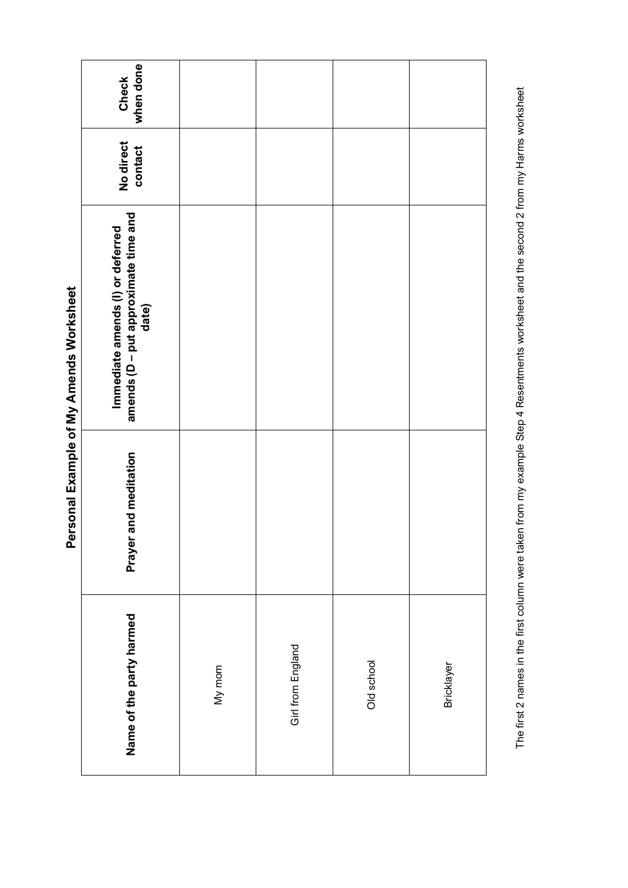# Personal Example of My Amends Worksheet

| Name of the party harmed | Prayer and meditation | Immediate amends (I) or deferred amends (D – put approximate time and date) | No direct contact | Check when done |
|---|---|---|---|---|
| My mom | | | | |
| Girl from England | | | | |
| Old school | | | | |
| Bricklayer | | | | |

The first 2 names in the first column were taken from my example Step 4 Resentments worksheet and the second 2 from my Harms worksheet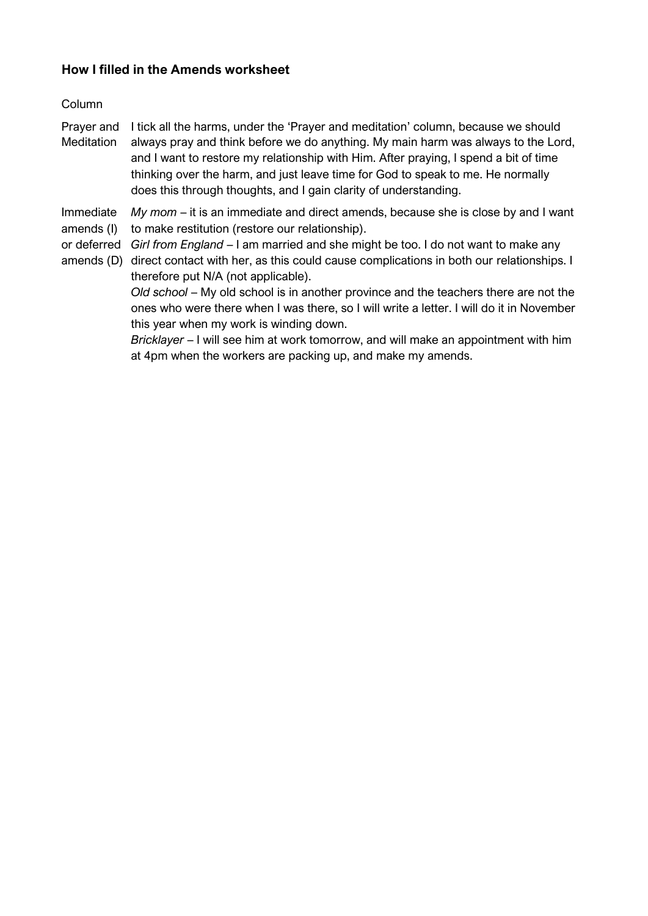### How I filled in the Amends worksheet

| Column | |
|---|---|
| Prayer and Meditation | I tick all the harms, under the 'Prayer and meditation' column, because we should always pray and think before we do anything. My main harm was always to the Lord, and I want to restore my relationship with Him. After praying, I spend a bit of time thinking over the harm, and just leave time for God to speak to me. He normally does this through thoughts, and I gain clarity of understanding. |
| Immediate amends (I) or deferred amends (D) | *My mom* – it is an immediate and direct amends, because she is close by and I want to make restitution (restore our relationship).<br>*Girl from England* – I am married and she might be too. I do not want to make any direct contact with her, as this could cause complications in both our relationships. I therefore put N/A (not applicable).<br>*Old school* – My old school is in another province and the teachers there are not the ones who were there when I was there, so I will write a letter. I will do it in November this year when my work is winding down.<br>*Bricklayer* – I will see him at work tomorrow, and will make an appointment with him at 4pm when the workers are packing up, and make my amends. |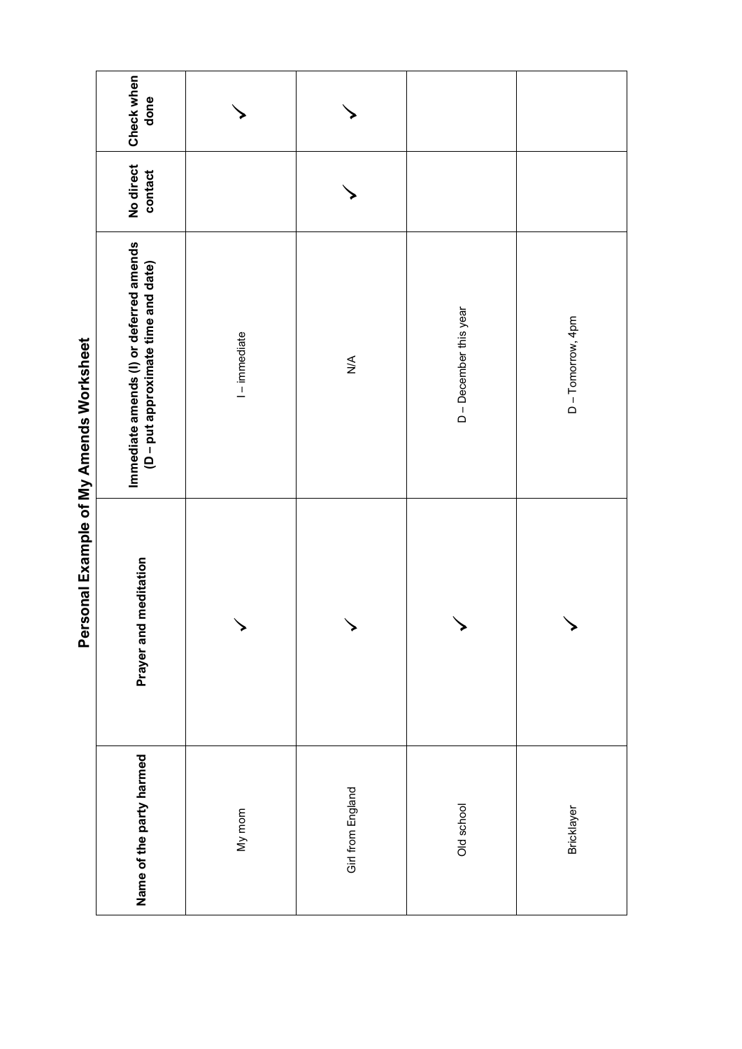## Personal Example of My Amends Worksheet

| Name of the party harmed | Prayer and meditation | Immediate amends (I) or deferred amends (D – put approximate time and date) | No direct contact | Check when done |
|---|---|---|---|---|
| My mom | ✓ | I – immediate | | ✓ |
| Girl from England | ✓ | N/A | ✓ | ✓ |
| Old school | ✓ | D – December this year | | |
| Bricklayer | ✓ | D – Tomorrow, 4pm | | |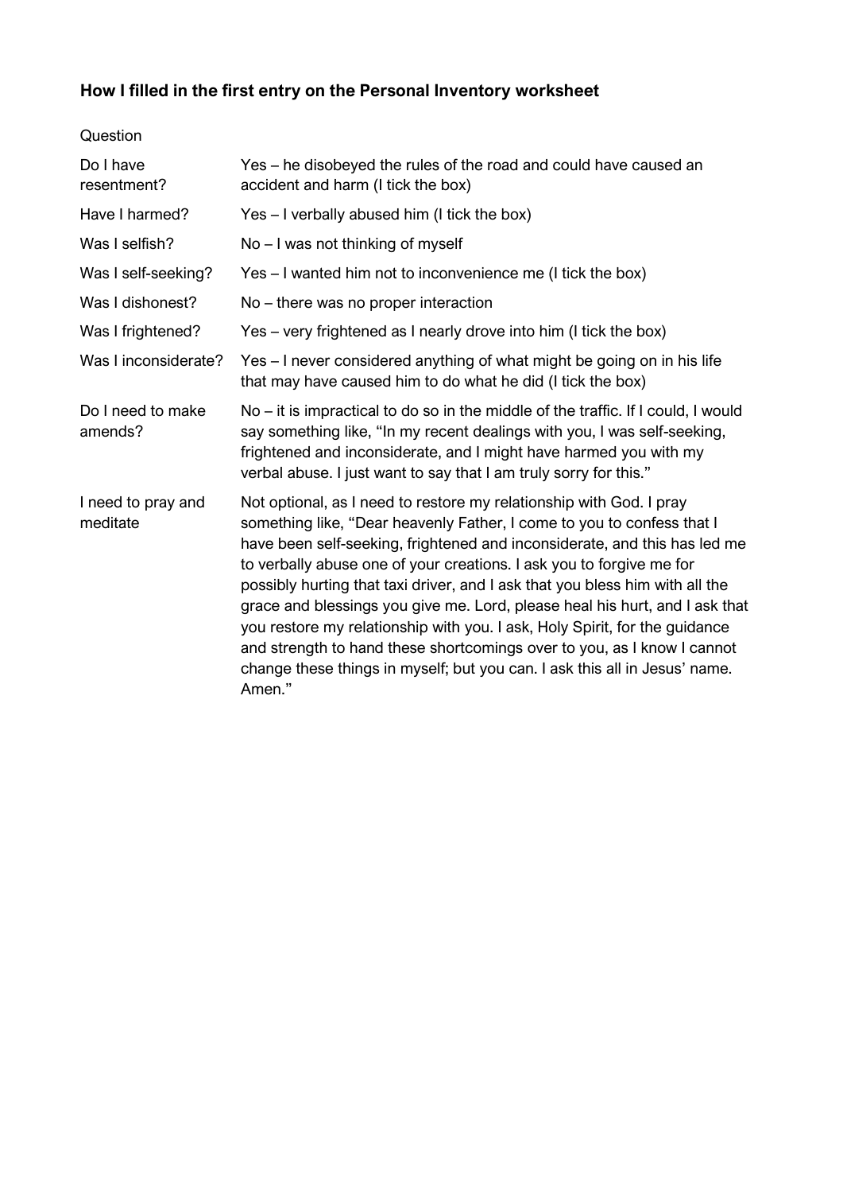**How I filled in the first entry on the Personal Inventory worksheet**

| Question | |
|---|---|
| Do I have resentment? | Yes – he disobeyed the rules of the road and could have caused an accident and harm (I tick the box) |
| Have I harmed? | Yes – I verbally abused him (I tick the box) |
| Was I selfish? | No – I was not thinking of myself |
| Was I self-seeking? | Yes – I wanted him not to inconvenience me (I tick the box) |
| Was I dishonest? | No – there was no proper interaction |
| Was I frightened? | Yes – very frightened as I nearly drove into him (I tick the box) |
| Was I inconsiderate? | Yes – I never considered anything of what might be going on in his life that may have caused him to do what he did (I tick the box) |
| Do I need to make amends? | No – it is impractical to do so in the middle of the traffic. If I could, I would say something like, "In my recent dealings with you, I was self-seeking, frightened and inconsiderate, and I might have harmed you with my verbal abuse. I just want to say that I am truly sorry for this." |
| I need to pray and meditate | Not optional, as I need to restore my relationship with God. I pray something like, "Dear heavenly Father, I come to you to confess that I have been self-seeking, frightened and inconsiderate, and this has led me to verbally abuse one of your creations. I ask you to forgive me for possibly hurting that taxi driver, and I ask that you bless him with all the grace and blessings you give me. Lord, please heal his hurt, and I ask that you restore my relationship with you. I ask, Holy Spirit, for the guidance and strength to hand these shortcomings over to you, as I know I cannot change these things in myself; but you can. I ask this all in Jesus' name. Amen." |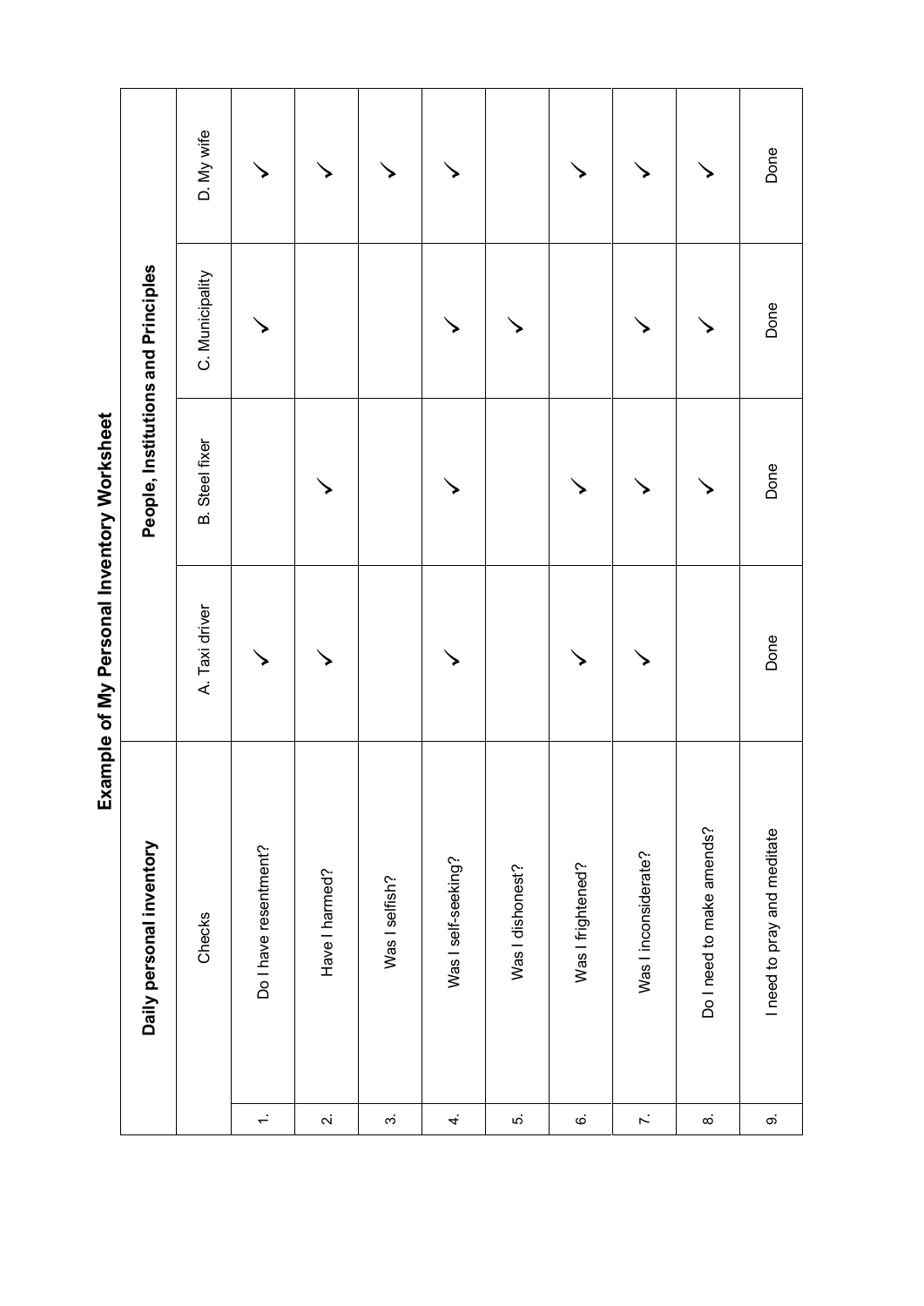# Example of My Personal Inventory Worksheet

| | Daily personal inventory | People, Institutions and Principles | | | |
|---|---|---|---|---|---|
| | Checks | A. Taxi driver | B. Steel fixer | C. Municipality | D. My wife |
| 1. | Do I have resentment? | ✓ | | ✓ | ✓ |
| 2. | Have I harmed? | ✓ | ✓ | | ✓ |
| 3. | Was I selfish? | | | | ✓ |
| 4. | Was I self-seeking? | ✓ | ✓ | ✓ | ✓ |
| 5. | Was I dishonest? | | | ✓ | |
| 6. | Was I frightened? | ✓ | ✓ | | ✓ |
| 7. | Was I inconsiderate? | ✓ | ✓ | ✓ | ✓ |
| 8. | Do I need to make amends? | | ✓ | ✓ | ✓ |
| 9. | I need to pray and meditate | Done | Done | Done | Done |